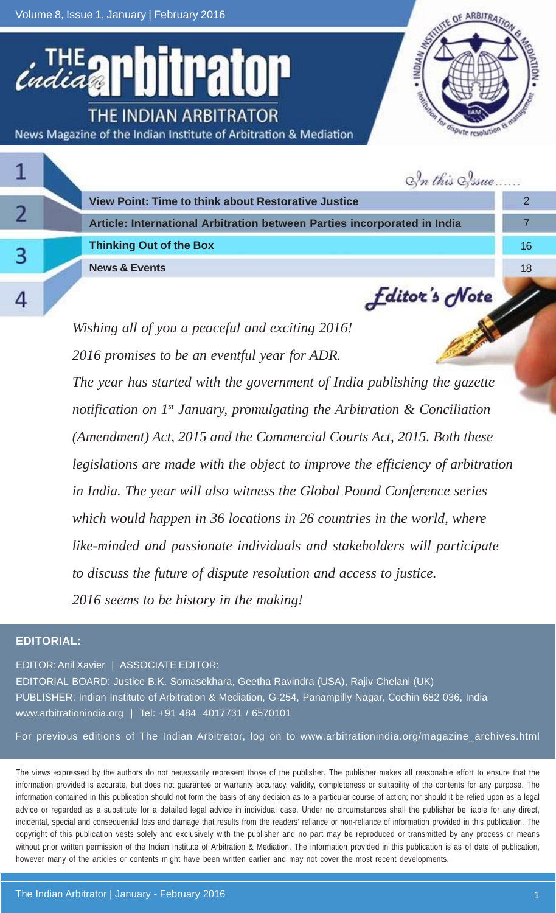Volume 8, Issue 1, January | February 2016

# The Indian Arbitrator

THE INDIAN ARBITRATOR

News Magazine of the Indian Institute of Arbitration & Mediation

*In this Issue......*

| | |
|---|---|
| **View Point: Time to think about Restorative Justice** | 2 |
| **Article: International Arbitration between Parties incorporated in India** | 7 |
| **Thinking Out of the Box** | 16 |
| **News & Events** | 18 |

## Editor's Note

*Wishing all of you a peaceful and exciting 2016!*

*2016 promises to be an eventful year for ADR.*

*The year has started with the government of India publishing the gazette notification on 1st January, promulgating the Arbitration & Conciliation (Amendment) Act, 2015 and the Commercial Courts Act, 2015. Both these legislations are made with the object to improve the efficiency of arbitration in India. The year will also witness the Global Pound Conference series which would happen in 36 locations in 26 countries in the world, where like-minded and passionate individuals and stakeholders will participate to discuss the future of dispute resolution and access to justice.*

*2016 seems to be history in the making!*

**EDITORIAL:**

EDITOR: Anil Xavier | ASSOCIATE EDITOR:

EDITORIAL BOARD: Justice B.K. Somasekhara, Geetha Ravindra (USA), Rajiv Chelani (UK)

PUBLISHER: Indian Institute of Arbitration & Mediation, G-254, Panampilly Nagar, Cochin 682 036, India

www.arbitrationindia.org | Tel: +91 484 4017731 / 6570101

For previous editions of The Indian Arbitrator, log on to www.arbitrationindia.org/magazine_archives.html

The views expressed by the authors do not necessarily represent those of the publisher. The publisher makes all reasonable effort to ensure that the information provided is accurate, but does not guarantee or warranty accuracy, validity, completeness or suitability of the contents for any purpose. The information contained in this publication should not form the basis of any decision as to a particular course of action; nor should it be relied upon as a legal advice or regarded as a substitute for a detailed legal advice in individual case. Under no circumstances shall the publisher be liable for any direct, incidental, special and consequential loss and damage that results from the readers' reliance or non-reliance of information provided in this publication. The copyright of this publication vests solely and exclusively with the publisher and no part may be reproduced or transmitted by any process or means without prior written permission of the Indian Institute of Arbitration & Mediation. The information provided in this publication is as of date of publication, however many of the articles or contents might have been written earlier and may not cover the most recent developments.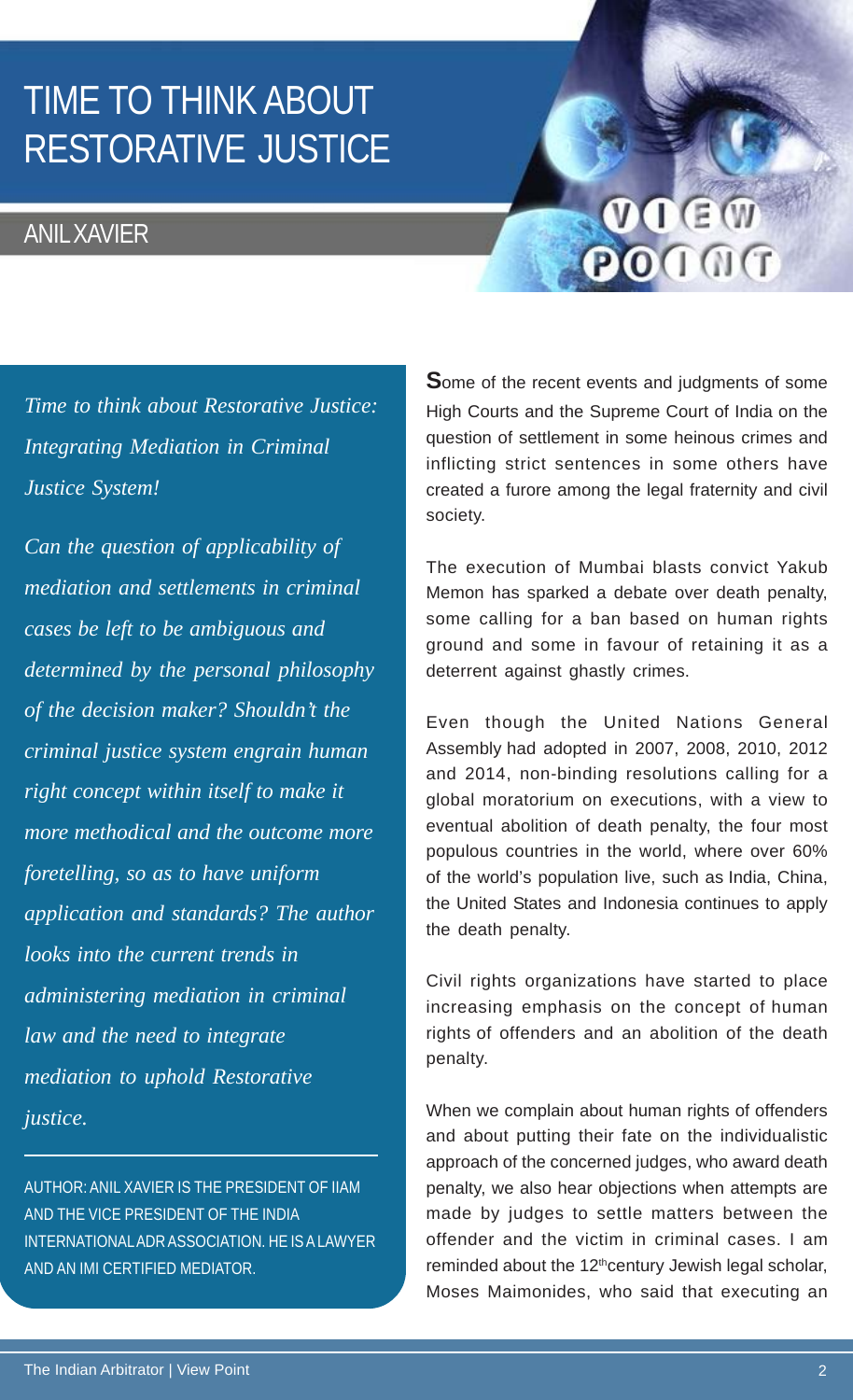# TIME TO THINK ABOUT RESTORATIVE JUSTICE

## ANIL XAVIER

*Time to think about Restorative Justice: Integrating Mediation in Criminal Justice System!*

*Can the question of applicability of mediation and settlements in criminal cases be left to be ambiguous and determined by the personal philosophy of the decision maker? Shouldn't the criminal justice system engrain human right concept within itself to make it more methodical and the outcome more foretelling, so as to have uniform application and standards? The author looks into the current trends in administering mediation in criminal law and the need to integrate mediation to uphold Restorative justice.*

AUTHOR: ANIL XAVIER IS THE PRESIDENT OF IIAM AND THE VICE PRESIDENT OF THE INDIA INTERNATIONAL ADR ASSOCIATION. HE IS A LAWYER AND AN IMI CERTIFIED MEDIATOR.

**S**ome of the recent events and judgments of some High Courts and the Supreme Court of India on the question of settlement in some heinous crimes and inflicting strict sentences in some others have created a furore among the legal fraternity and civil society.

The execution of Mumbai blasts convict Yakub Memon has sparked a debate over death penalty, some calling for a ban based on human rights ground and some in favour of retaining it as a deterrent against ghastly crimes.

Even though the United Nations General Assembly had adopted in 2007, 2008, 2010, 2012 and 2014, non-binding resolutions calling for a global moratorium on executions, with a view to eventual abolition of death penalty, the four most populous countries in the world, where over 60% of the world's population live, such as India, China, the United States and Indonesia continues to apply the death penalty.

Civil rights organizations have started to place increasing emphasis on the concept of human rights of offenders and an abolition of the death penalty.

When we complain about human rights of offenders and about putting their fate on the individualistic approach of the concerned judges, who award death penalty, we also hear objections when attempts are made by judges to settle matters between the offender and the victim in criminal cases. I am reminded about the 12th century Jewish legal scholar, Moses Maimonides, who said that executing an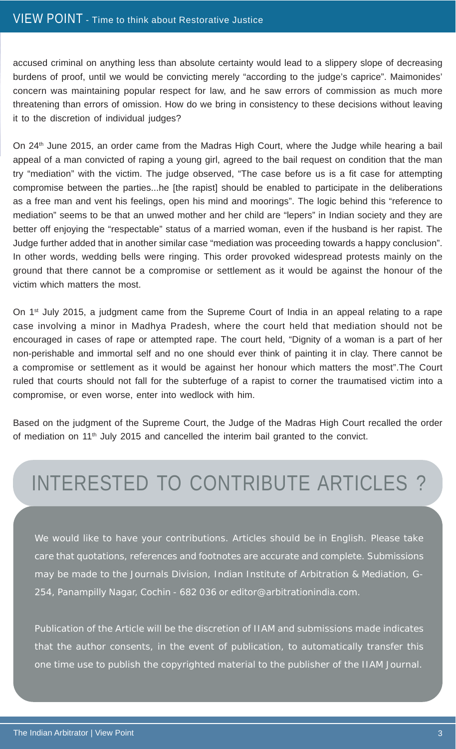accused criminal on anything less than absolute certainty would lead to a slippery slope of decreasing burdens of proof, until we would be convicting merely "according to the judge's caprice". Maimonides' concern was maintaining popular respect for law, and he saw errors of commission as much more threatening than errors of omission. How do we bring in consistency to these decisions without leaving it to the discretion of individual judges?

On 24th June 2015, an order came from the Madras High Court, where the Judge while hearing a bail appeal of a man convicted of raping a young girl, agreed to the bail request on condition that the man try "mediation" with the victim. The judge observed, "The case before us is a fit case for attempting compromise between the parties...he [the rapist] should be enabled to participate in the deliberations as a free man and vent his feelings, open his mind and moorings". The logic behind this "reference to mediation" seems to be that an unwed mother and her child are "lepers" in Indian society and they are better off enjoying the "respectable" status of a married woman, even if the husband is her rapist. The Judge further added that in another similar case "mediation was proceeding towards a happy conclusion". In other words, wedding bells were ringing. This order provoked widespread protests mainly on the ground that there cannot be a compromise or settlement as it would be against the honour of the victim which matters the most.

On 1st July 2015, a judgment came from the Supreme Court of India in an appeal relating to a rape case involving a minor in Madhya Pradesh, where the court held that mediation should not be encouraged in cases of rape or attempted rape. The court held, "Dignity of a woman is a part of her non-perishable and immortal self and no one should ever think of painting it in clay. There cannot be a compromise or settlement as it would be against her honour which matters the most".The Court ruled that courts should not fall for the subterfuge of a rapist to corner the traumatised victim into a compromise, or even worse, enter into wedlock with him.

Based on the judgment of the Supreme Court, the Judge of the Madras High Court recalled the order of mediation on 11th July 2015 and cancelled the interim bail granted to the convict.

## INTERESTED TO CONTRIBUTE ARTICLES ?

We would like to have your contributions. Articles should be in English. Please take care that quotations, references and footnotes are accurate and complete. Submissions may be made to the Journals Division, Indian Institute of Arbitration & Mediation, G-254, Panampilly Nagar, Cochin - 682 036 or editor@arbitrationindia.com.

Publication of the Article will be the discretion of IIAM and submissions made indicates that the author consents, in the event of publication, to automatically transfer this one time use to publish the copyrighted material to the publisher of the IIAM Journal.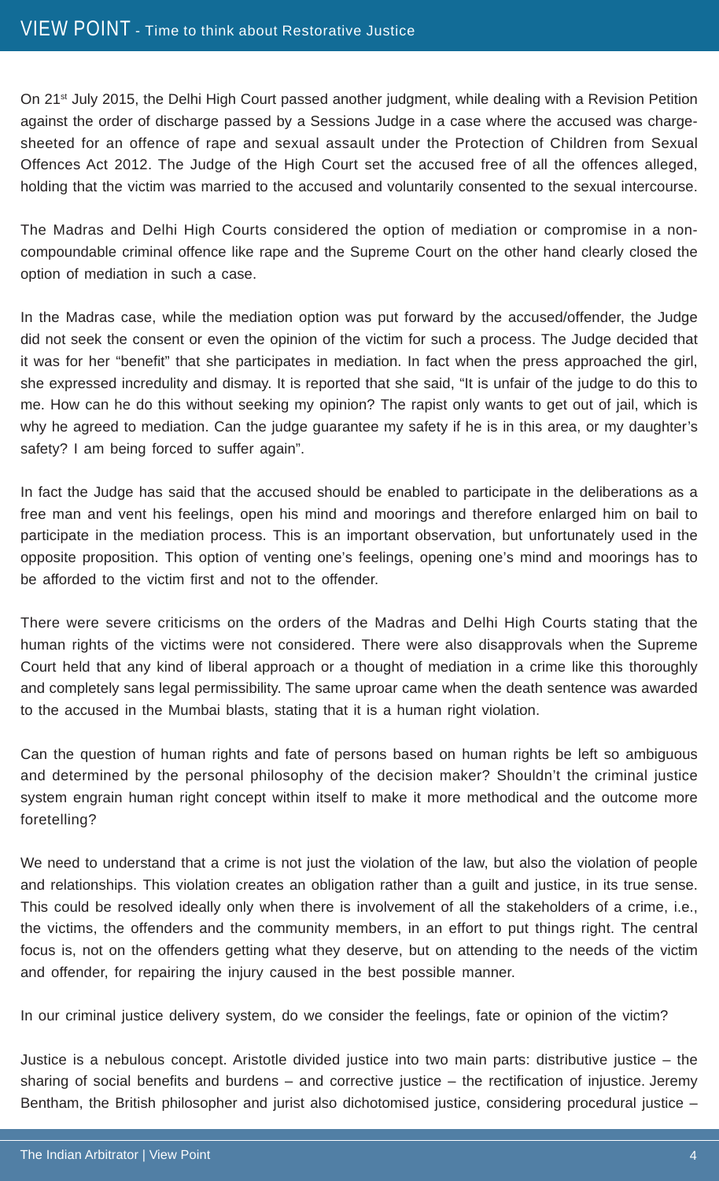On 21st July 2015, the Delhi High Court passed another judgment, while dealing with a Revision Petition against the order of discharge passed by a Sessions Judge in a case where the accused was charge-sheeted for an offence of rape and sexual assault under the Protection of Children from Sexual Offences Act 2012. The Judge of the High Court set the accused free of all the offences alleged, holding that the victim was married to the accused and voluntarily consented to the sexual intercourse.

The Madras and Delhi High Courts considered the option of mediation or compromise in a non-compoundable criminal offence like rape and the Supreme Court on the other hand clearly closed the option of mediation in such a case.

In the Madras case, while the mediation option was put forward by the accused/offender, the Judge did not seek the consent or even the opinion of the victim for such a process. The Judge decided that it was for her "benefit" that she participates in mediation. In fact when the press approached the girl, she expressed incredulity and dismay. It is reported that she said, "It is unfair of the judge to do this to me. How can he do this without seeking my opinion? The rapist only wants to get out of jail, which is why he agreed to mediation. Can the judge guarantee my safety if he is in this area, or my daughter's safety? I am being forced to suffer again".

In fact the Judge has said that the accused should be enabled to participate in the deliberations as a free man and vent his feelings, open his mind and moorings and therefore enlarged him on bail to participate in the mediation process. This is an important observation, but unfortunately used in the opposite proposition. This option of venting one's feelings, opening one's mind and moorings has to be afforded to the victim first and not to the offender.

There were severe criticisms on the orders of the Madras and Delhi High Courts stating that the human rights of the victims were not considered. There were also disapprovals when the Supreme Court held that any kind of liberal approach or a thought of mediation in a crime like this thoroughly and completely sans legal permissibility. The same uproar came when the death sentence was awarded to the accused in the Mumbai blasts, stating that it is a human right violation.

Can the question of human rights and fate of persons based on human rights be left so ambiguous and determined by the personal philosophy of the decision maker? Shouldn't the criminal justice system engrain human right concept within itself to make it more methodical and the outcome more foretelling?

We need to understand that a crime is not just the violation of the law, but also the violation of people and relationships. This violation creates an obligation rather than a guilt and justice, in its true sense. This could be resolved ideally only when there is involvement of all the stakeholders of a crime, i.e., the victims, the offenders and the community members, in an effort to put things right. The central focus is, not on the offenders getting what they deserve, but on attending to the needs of the victim and offender, for repairing the injury caused in the best possible manner.

In our criminal justice delivery system, do we consider the feelings, fate or opinion of the victim?

Justice is a nebulous concept. Aristotle divided justice into two main parts: distributive justice – the sharing of social benefits and burdens – and corrective justice – the rectification of injustice. Jeremy Bentham, the British philosopher and jurist also dichotomised justice, considering procedural justice –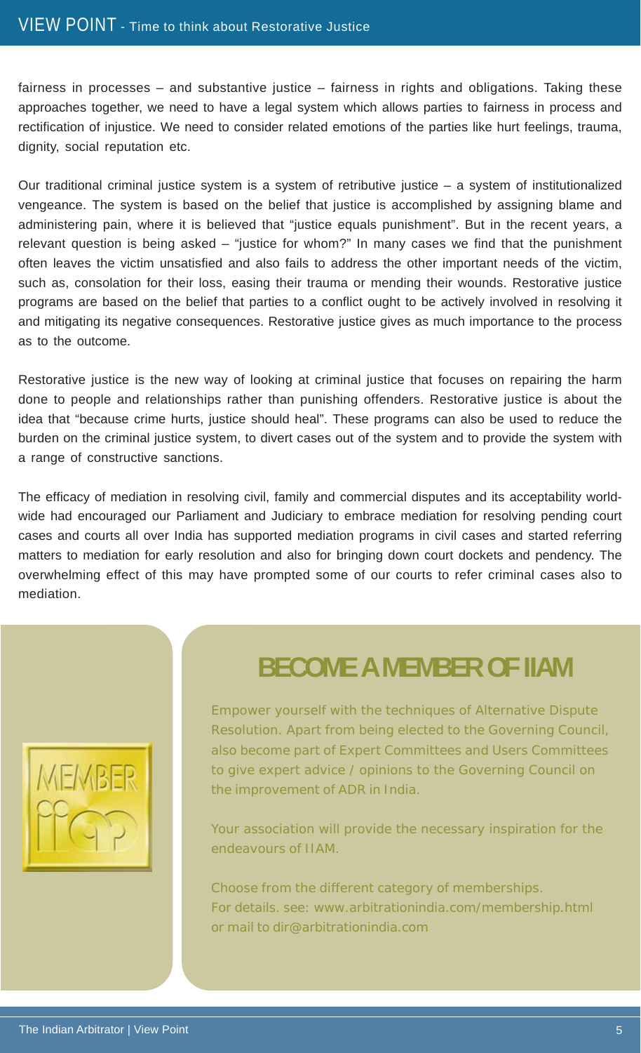fairness in processes – and substantive justice – fairness in rights and obligations. Taking these approaches together, we need to have a legal system which allows parties to fairness in process and rectification of injustice. We need to consider related emotions of the parties like hurt feelings, trauma, dignity, social reputation etc.

Our traditional criminal justice system is a system of retributive justice – a system of institutionalized vengeance. The system is based on the belief that justice is accomplished by assigning blame and administering pain, where it is believed that "justice equals punishment". But in the recent years, a relevant question is being asked – "justice for whom?" In many cases we find that the punishment often leaves the victim unsatisfied and also fails to address the other important needs of the victim, such as, consolation for their loss, easing their trauma or mending their wounds. Restorative justice programs are based on the belief that parties to a conflict ought to be actively involved in resolving it and mitigating its negative consequences. Restorative justice gives as much importance to the process as to the outcome.

Restorative justice is the new way of looking at criminal justice that focuses on repairing the harm done to people and relationships rather than punishing offenders. Restorative justice is about the idea that "because crime hurts, justice should heal". These programs can also be used to reduce the burden on the criminal justice system, to divert cases out of the system and to provide the system with a range of constructive sanctions.

The efficacy of mediation in resolving civil, family and commercial disputes and its acceptability world-wide had encouraged our Parliament and Judiciary to embrace mediation for resolving pending court cases and courts all over India has supported mediation programs in civil cases and started referring matters to mediation for early resolution and also for bringing down court dockets and pendency. The overwhelming effect of this may have prompted some of our courts to refer criminal cases also to mediation.

## BECOME A MEMBER OF IIAM

Empower yourself with the techniques of Alternative Dispute Resolution. Apart from being elected to the Governing Council, also become part of Expert Committees and Users Committees to give expert advice / opinions to the Governing Council on the improvement of ADR in India.

Your association will provide the necessary inspiration for the endeavours of IIAM.

Choose from the different category of memberships.
For details. see: www.arbitrationindia.com/membership.html
or mail to dir@arbitrationindia.com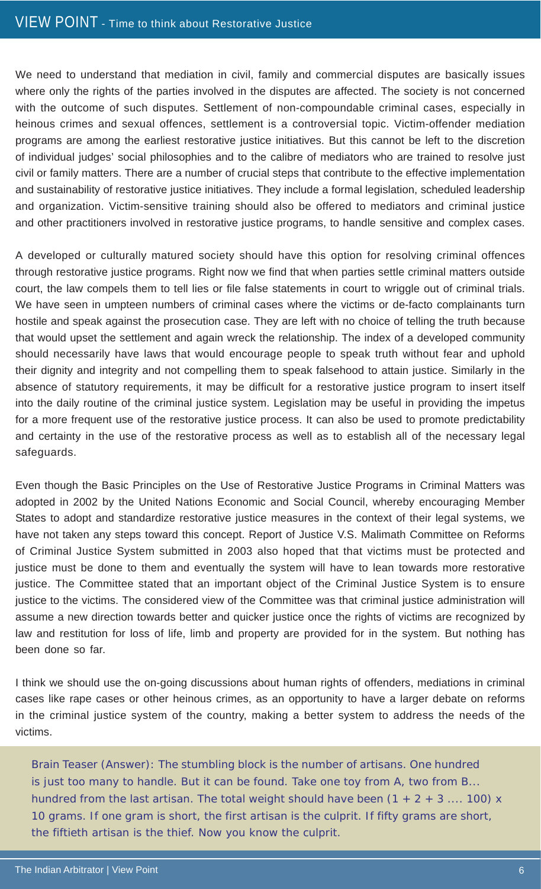We need to understand that mediation in civil, family and commercial disputes are basically issues where only the rights of the parties involved in the disputes are affected. The society is not concerned with the outcome of such disputes. Settlement of non-compoundable criminal cases, especially in heinous crimes and sexual offences, settlement is a controversial topic. Victim-offender mediation programs are among the earliest restorative justice initiatives. But this cannot be left to the discretion of individual judges' social philosophies and to the calibre of mediators who are trained to resolve just civil or family matters. There are a number of crucial steps that contribute to the effective implementation and sustainability of restorative justice initiatives. They include a formal legislation, scheduled leadership and organization. Victim-sensitive training should also be offered to mediators and criminal justice and other practitioners involved in restorative justice programs, to handle sensitive and complex cases.

A developed or culturally matured society should have this option for resolving criminal offences through restorative justice programs. Right now we find that when parties settle criminal matters outside court, the law compels them to tell lies or file false statements in court to wriggle out of criminal trials. We have seen in umpteen numbers of criminal cases where the victims or de-facto complainants turn hostile and speak against the prosecution case. They are left with no choice of telling the truth because that would upset the settlement and again wreck the relationship. The index of a developed community should necessarily have laws that would encourage people to speak truth without fear and uphold their dignity and integrity and not compelling them to speak falsehood to attain justice. Similarly in the absence of statutory requirements, it may be difficult for a restorative justice program to insert itself into the daily routine of the criminal justice system. Legislation may be useful in providing the impetus for a more frequent use of the restorative justice process. It can also be used to promote predictability and certainty in the use of the restorative process as well as to establish all of the necessary legal safeguards.

Even though the Basic Principles on the Use of Restorative Justice Programs in Criminal Matters was adopted in 2002 by the United Nations Economic and Social Council, whereby encouraging Member States to adopt and standardize restorative justice measures in the context of their legal systems, we have not taken any steps toward this concept. Report of Justice V.S. Malimath Committee on Reforms of Criminal Justice System submitted in 2003 also hoped that that victims must be protected and justice must be done to them and eventually the system will have to lean towards more restorative justice. The Committee stated that an important object of the Criminal Justice System is to ensure justice to the victims. The considered view of the Committee was that criminal justice administration will assume a new direction towards better and quicker justice once the rights of victims are recognized by law and restitution for loss of life, limb and property are provided for in the system. But nothing has been done so far.

I think we should use the on-going discussions about human rights of offenders, mediations in criminal cases like rape cases or other heinous crimes, as an opportunity to have a larger debate on reforms in the criminal justice system of the country, making a better system to address the needs of the victims.

Brain Teaser (Answer): The stumbling block is the number of artisans. One hundred is just too many to handle. But it can be found. Take one toy from A, two from B... hundred from the last artisan. The total weight should have been (1 + 2 + 3 .... 100) x 10 grams. If one gram is short, the first artisan is the culprit. If fifty grams are short, the fiftieth artisan is the thief. Now you know the culprit.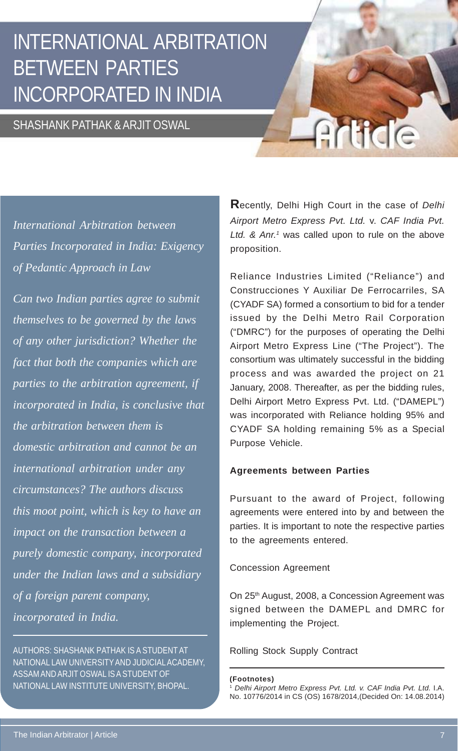# INTERNATIONAL ARBITRATION BETWEEN PARTIES INCORPORATED IN INDIA

SHASHANK PATHAK & ARJIT OSWAL

*International Arbitration between Parties Incorporated in India: Exigency of Pedantic Approach in Law*

*Can two Indian parties agree to submit themselves to be governed by the laws of any other jurisdiction? Whether the fact that both the companies which are parties to the arbitration agreement, if incorporated in India, is conclusive that the arbitration between them is domestic arbitration and cannot be an international arbitration under any circumstances? The authors discuss this moot point, which is key to have an impact on the transaction between a purely domestic company, incorporated under the Indian laws and a subsidiary of a foreign parent company, incorporated in India.*

AUTHORS: SHASHANK PATHAK IS A STUDENT AT NATIONAL LAW UNIVERSITY AND JUDICIAL ACADEMY, ASSAM AND ARJIT OSWAL IS A STUDENT OF NATIONAL LAW INSTITUTE UNIVERSITY, BHOPAL.

Recently, Delhi High Court in the case of *Delhi Airport Metro Express Pvt. Ltd.* v. *CAF India Pvt. Ltd. & Anr.*[1] was called upon to rule on the above proposition.

Reliance Industries Limited ("Reliance") and Construcciones Y Auxiliar De Ferrocarriles, SA (CYADF SA) formed a consortium to bid for a tender issued by the Delhi Metro Rail Corporation ("DMRC") for the purposes of operating the Delhi Airport Metro Express Line ("The Project"). The consortium was ultimately successful in the bidding process and was awarded the project on 21 January, 2008. Thereafter, as per the bidding rules, Delhi Airport Metro Express Pvt. Ltd. ("DAMEPL") was incorporated with Reliance holding 95% and CYADF SA holding remaining 5% as a Special Purpose Vehicle.

### Agreements between Parties

Pursuant to the award of Project, following agreements were entered into by and between the parties. It is important to note the respective parties to the agreements entered.

Concession Agreement

On 25th August, 2008, a Concession Agreement was signed between the DAMEPL and DMRC for implementing the Project.

Rolling Stock Supply Contract

**(Footnotes)**

[1] *Delhi Airport Metro Express Pvt. Ltd. v. CAF India Pvt. Ltd.* I.A. No. 10776/2014 in CS (OS) 1678/2014,(Decided On: 14.08.2014)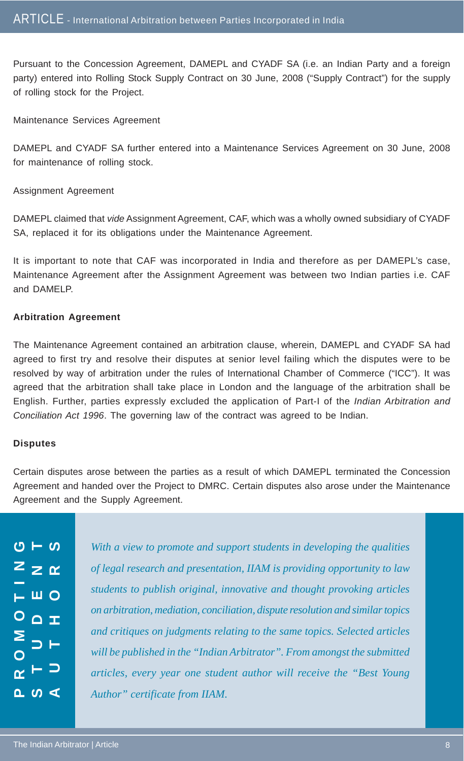Pursuant to the Concession Agreement, DAMEPL and CYADF SA (i.e. an Indian Party and a foreign party) entered into Rolling Stock Supply Contract on 30 June, 2008 ("Supply Contract") for the supply of rolling stock for the Project.

Maintenance Services Agreement

DAMEPL and CYADF SA further entered into a Maintenance Services Agreement on 30 June, 2008 for maintenance of rolling stock.

Assignment Agreement

DAMEPL claimed that *vide* Assignment Agreement, CAF, which was a wholly owned subsidiary of CYADF SA, replaced it for its obligations under the Maintenance Agreement.

It is important to note that CAF was incorporated in India and therefore as per DAMEPL's case, Maintenance Agreement after the Assignment Agreement was between two Indian parties i.e. CAF and DAMELP.

**Arbitration Agreement**

The Maintenance Agreement contained an arbitration clause, wherein, DAMEPL and CYADF SA had agreed to first try and resolve their disputes at senior level failing which the disputes were to be resolved by way of arbitration under the rules of International Chamber of Commerce ("ICC"). It was agreed that the arbitration shall take place in London and the language of the arbitration shall be English. Further, parties expressly excluded the application of Part-I of the *Indian Arbitration and Conciliation Act 1996*. The governing law of the contract was agreed to be Indian.

**Disputes**

Certain disputes arose between the parties as a result of which DAMEPL terminated the Concession Agreement and handed over the Project to DMRC. Certain disputes also arose under the Maintenance Agreement and the Supply Agreement.

**PROMOTING STUDENTS AUTHORS**

*With a view to promote and support students in developing the qualities of legal research and presentation, IIAM is providing opportunity to law students to publish original, innovative and thought provoking articles on arbitration, mediation, conciliation, dispute resolution and similar topics and critiques on judgments relating to the same topics. Selected articles will be published in the "Indian Arbitrator". From amongst the submitted articles, every year one student author will receive the "Best Young Author" certificate from IIAM.*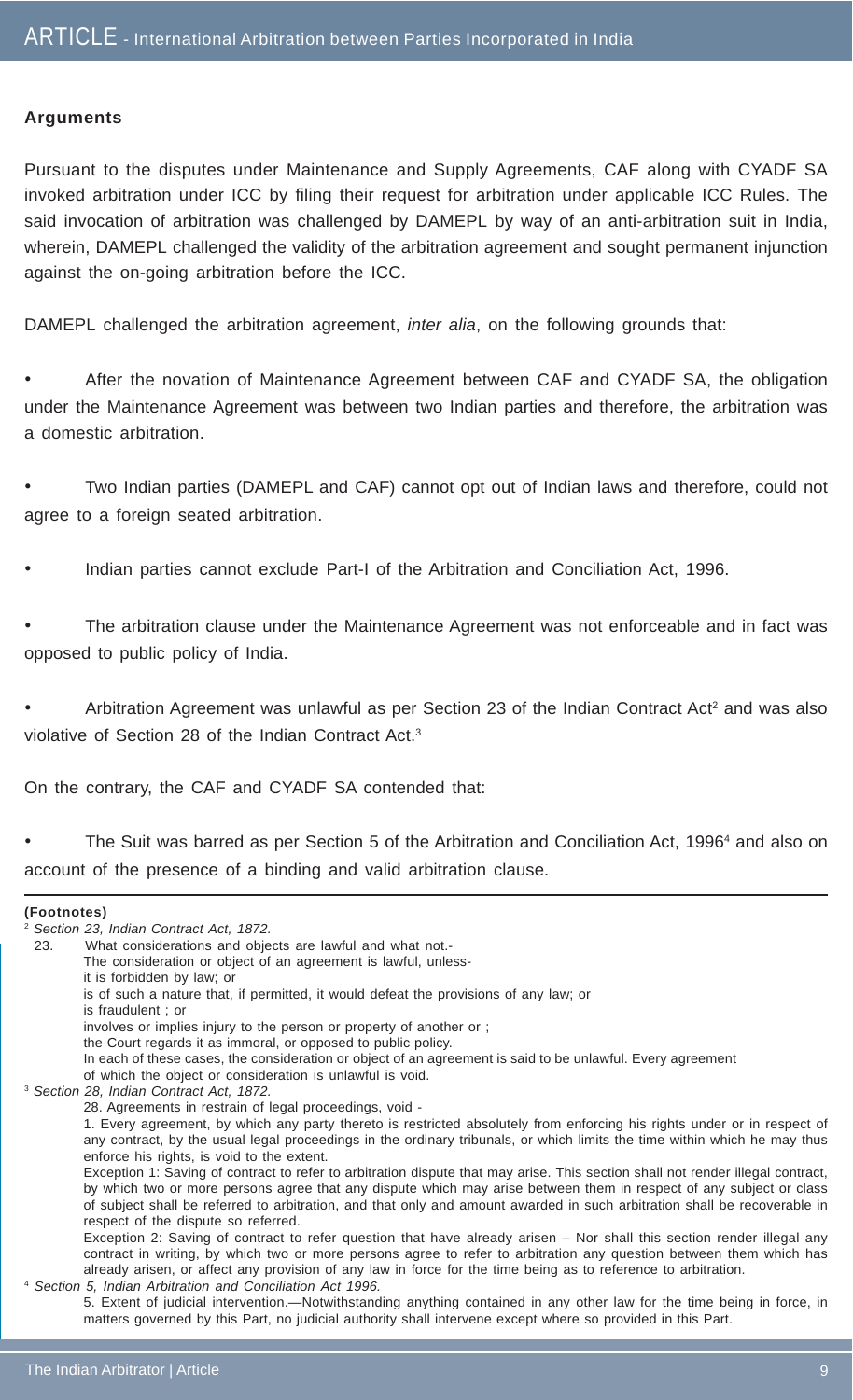### Arguments

Pursuant to the disputes under Maintenance and Supply Agreements, CAF along with CYADF SA invoked arbitration under ICC by filing their request for arbitration under applicable ICC Rules. The said invocation of arbitration was challenged by DAMEPL by way of an anti-arbitration suit in India, wherein, DAMEPL challenged the validity of the arbitration agreement and sought permanent injunction against the on-going arbitration before the ICC.

DAMEPL challenged the arbitration agreement, *inter alia*, on the following grounds that:

- After the novation of Maintenance Agreement between CAF and CYADF SA, the obligation under the Maintenance Agreement was between two Indian parties and therefore, the arbitration was a domestic arbitration.
- Two Indian parties (DAMEPL and CAF) cannot opt out of Indian laws and therefore, could not agree to a foreign seated arbitration.
- Indian parties cannot exclude Part-I of the Arbitration and Conciliation Act, 1996.
- The arbitration clause under the Maintenance Agreement was not enforceable and in fact was opposed to public policy of India.
- Arbitration Agreement was unlawful as per Section 23 of the Indian Contract Act[2] and was also violative of Section 28 of the Indian Contract Act.[3]

On the contrary, the CAF and CYADF SA contended that:

- The Suit was barred as per Section 5 of the Arbitration and Conciliation Act, 1996[4] and also on account of the presence of a binding and valid arbitration clause.

---

**(Footnotes)**

[2] *Section 23, Indian Contract Act, 1872.*

23. What considerations and objects are lawful and what not.-
The consideration or object of an agreement is lawful, unless-
it is forbidden by law; or
is of such a nature that, if permitted, it would defeat the provisions of any law; or
is fraudulent ; or
involves or implies injury to the person or property of another or ;
the Court regards it as immoral, or opposed to public policy.
In each of these cases, the consideration or object of an agreement is said to be unlawful. Every agreement of which the object or consideration is unlawful is void.

[3] *Section 28, Indian Contract Act, 1872.*

28. Agreements in restrain of legal proceedings, void -
1. Every agreement, by which any party thereto is restricted absolutely from enforcing his rights under or in respect of any contract, by the usual legal proceedings in the ordinary tribunals, or which limits the time within which he may thus enforce his rights, is void to the extent.
Exception 1: Saving of contract to refer to arbitration dispute that may arise. This section shall not render illegal contract, by which two or more persons agree that any dispute which may arise between them in respect of any subject or class of subject shall be referred to arbitration, and that only and amount awarded in such arbitration shall be recoverable in respect of the dispute so referred.
Exception 2: Saving of contract to refer question that have already arisen – Nor shall this section render illegal any contract in writing, by which two or more persons agree to refer to arbitration any question between them which has already arisen, or affect any provision of any law in force for the time being as to reference to arbitration.

[4] *Section 5, Indian Arbitration and Conciliation Act 1996.*

5. Extent of judicial intervention.—Notwithstanding anything contained in any other law for the time being in force, in matters governed by this Part, no judicial authority shall intervene except where so provided in this Part.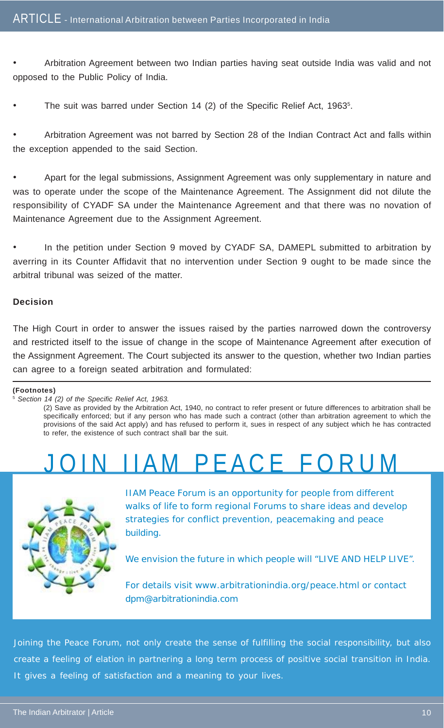- Arbitration Agreement between two Indian parties having seat outside India was valid and not opposed to the Public Policy of India.

- The suit was barred under Section 14 (2) of the Specific Relief Act, 1963[5].

- Arbitration Agreement was not barred by Section 28 of the Indian Contract Act and falls within the exception appended to the said Section.

- Apart for the legal submissions, Assignment Agreement was only supplementary in nature and was to operate under the scope of the Maintenance Agreement. The Assignment did not dilute the responsibility of CYADF SA under the Maintenance Agreement and that there was no novation of Maintenance Agreement due to the Assignment Agreement.

- In the petition under Section 9 moved by CYADF SA, DAMEPL submitted to arbitration by averring in its Counter Affidavit that no intervention under Section 9 ought to be made since the arbitral tribunal was seized of the matter.

**Decision**

The High Court in order to answer the issues raised by the parties narrowed down the controversy and restricted itself to the issue of change in the scope of Maintenance Agreement after execution of the Assignment Agreement. The Court subjected its answer to the question, whether two Indian parties can agree to a foreign seated arbitration and formulated:

---

**(Footnotes)**

[5] *Section 14 (2) of the Specific Relief Act, 1963.*

(2) Save as provided by the Arbitration Act, 1940, no contract to refer present or future differences to arbitration shall be specifically enforced; but if any person who has made such a contract (other than arbitration agreement to which the provisions of the said Act apply) and has refused to perform it, sues in respect of any subject which he has contracted to refer, the existence of such contract shall bar the suit.

# JOIN IIAM PEACE FORUM

IIAM Peace Forum is an opportunity for people from different walks of life to form regional Forums to share ideas and develop strategies for conflict prevention, peacemaking and peace building.

We envision the future in which people will "LIVE AND HELP LIVE".

For details visit www.arbitrationindia.org/peace.html or contact dpm@arbitrationindia.com

Joining the Peace Forum, not only create the sense of fulfilling the social responsibility, but also create a feeling of elation in partnering a long term process of positive social transition in India. It gives a feeling of satisfaction and a meaning to your lives.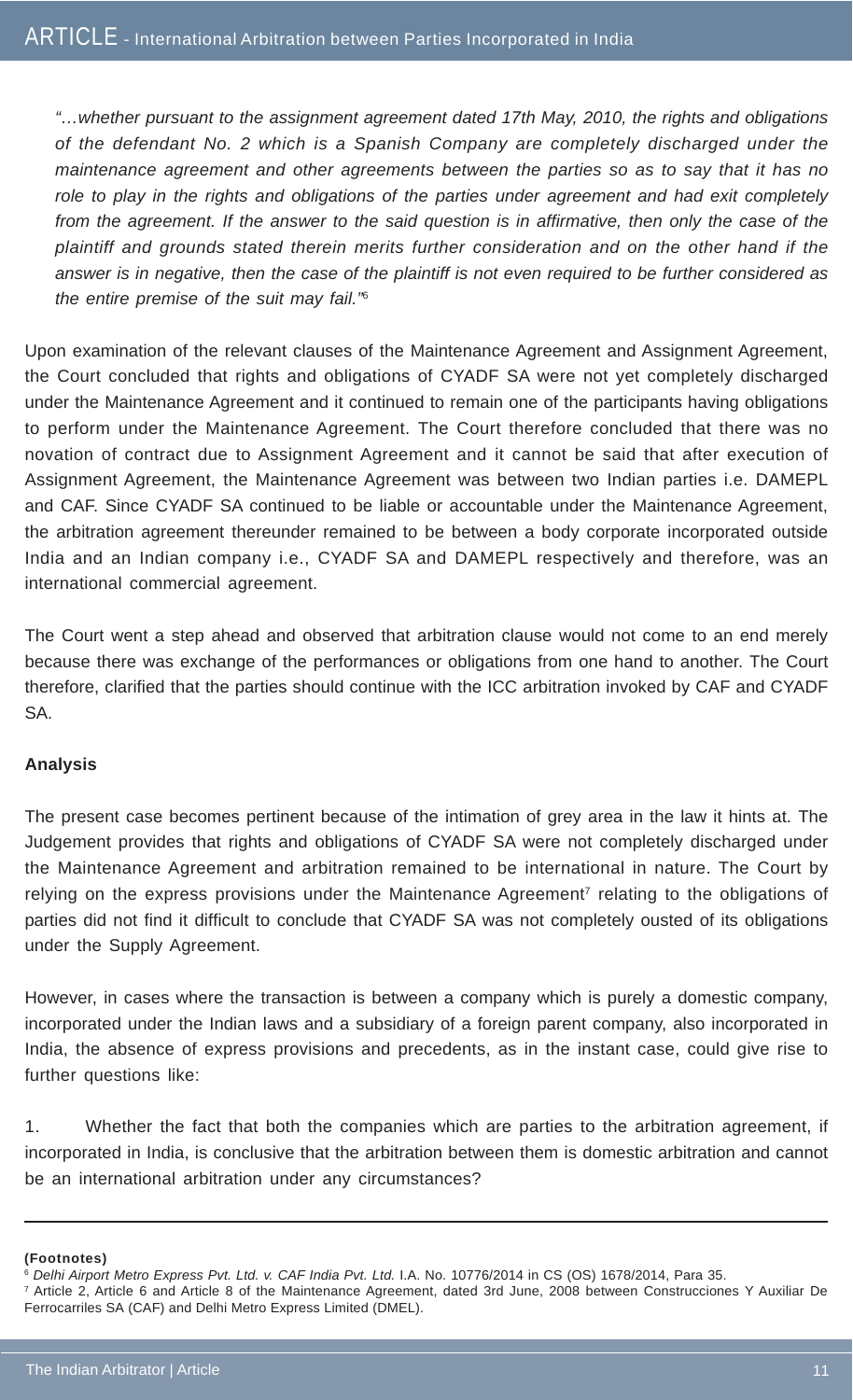*"…whether pursuant to the assignment agreement dated 17th May, 2010, the rights and obligations of the defendant No. 2 which is a Spanish Company are completely discharged under the maintenance agreement and other agreements between the parties so as to say that it has no role to play in the rights and obligations of the parties under agreement and had exit completely from the agreement. If the answer to the said question is in affirmative, then only the case of the plaintiff and grounds stated therein merits further consideration and on the other hand if the answer is in negative, then the case of the plaintiff is not even required to be further considered as the entire premise of the suit may fail."*[6]

Upon examination of the relevant clauses of the Maintenance Agreement and Assignment Agreement, the Court concluded that rights and obligations of CYADF SA were not yet completely discharged under the Maintenance Agreement and it continued to remain one of the participants having obligations to perform under the Maintenance Agreement. The Court therefore concluded that there was no novation of contract due to Assignment Agreement and it cannot be said that after execution of Assignment Agreement, the Maintenance Agreement was between two Indian parties i.e. DAMEPL and CAF. Since CYADF SA continued to be liable or accountable under the Maintenance Agreement, the arbitration agreement thereunder remained to be between a body corporate incorporated outside India and an Indian company i.e., CYADF SA and DAMEPL respectively and therefore, was an international commercial agreement.

The Court went a step ahead and observed that arbitration clause would not come to an end merely because there was exchange of the performances or obligations from one hand to another. The Court therefore, clarified that the parties should continue with the ICC arbitration invoked by CAF and CYADF SA.

**Analysis**

The present case becomes pertinent because of the intimation of grey area in the law it hints at. The Judgement provides that rights and obligations of CYADF SA were not completely discharged under the Maintenance Agreement and arbitration remained to be international in nature. The Court by relying on the express provisions under the Maintenance Agreement[7] relating to the obligations of parties did not find it difficult to conclude that CYADF SA was not completely ousted of its obligations under the Supply Agreement.

However, in cases where the transaction is between a company which is purely a domestic company, incorporated under the Indian laws and a subsidiary of a foreign parent company, also incorporated in India, the absence of express provisions and precedents, as in the instant case, could give rise to further questions like:

1. Whether the fact that both the companies which are parties to the arbitration agreement, if incorporated in India, is conclusive that the arbitration between them is domestic arbitration and cannot be an international arbitration under any circumstances?

---

**(Footnotes)**

[6] *Delhi Airport Metro Express Pvt. Ltd. v. CAF India Pvt. Ltd.* I.A. No. 10776/2014 in CS (OS) 1678/2014, Para 35.

[7] Article 2, Article 6 and Article 8 of the Maintenance Agreement, dated 3rd June, 2008 between Construcciones Y Auxiliar De Ferrocarriles SA (CAF) and Delhi Metro Express Limited (DMEL).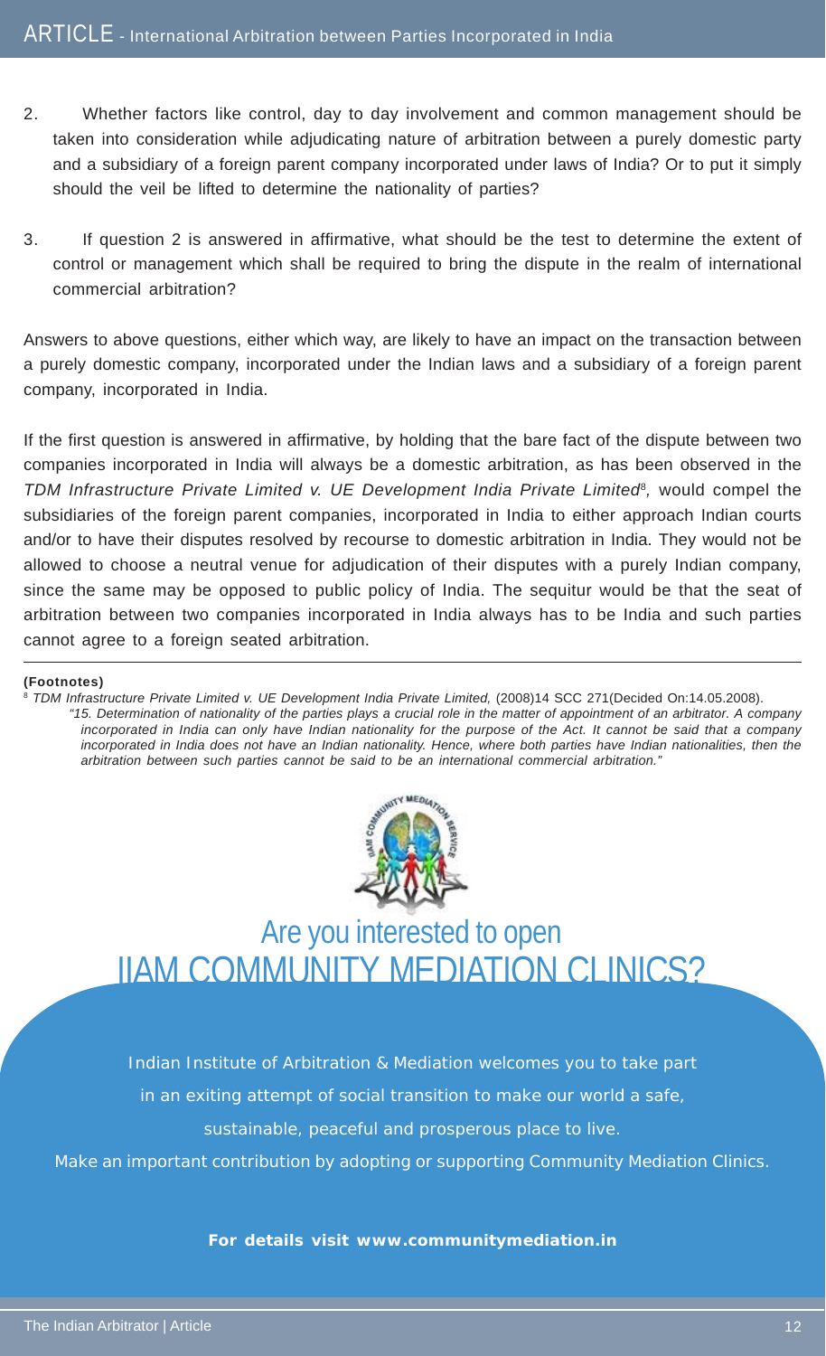2. Whether factors like control, day to day involvement and common management should be taken into consideration while adjudicating nature of arbitration between a purely domestic party and a subsidiary of a foreign parent company incorporated under laws of India? Or to put it simply should the veil be lifted to determine the nationality of parties?

3. If question 2 is answered in affirmative, what should be the test to determine the extent of control or management which shall be required to bring the dispute in the realm of international commercial arbitration?

Answers to above questions, either which way, are likely to have an impact on the transaction between a purely domestic company, incorporated under the Indian laws and a subsidiary of a foreign parent company, incorporated in India.

If the first question is answered in affirmative, by holding that the bare fact of the dispute between two companies incorporated in India will always be a domestic arbitration, as has been observed in the *TDM Infrastructure Private Limited v. UE Development India Private Limited*[8], would compel the subsidiaries of the foreign parent companies, incorporated in India to either approach Indian courts and/or to have their disputes resolved by recourse to domestic arbitration in India. They would not be allowed to choose a neutral venue for adjudication of their disputes with a purely Indian company, since the same may be opposed to public policy of India. The sequitur would be that the seat of arbitration between two companies incorporated in India always has to be India and such parties cannot agree to a foreign seated arbitration.

---

**(Footnotes)**

[8] *TDM Infrastructure Private Limited v. UE Development India Private Limited,* (2008)14 SCC 271(Decided On:14.05.2008).

*"15. Determination of nationality of the parties plays a crucial role in the matter of appointment of an arbitrator. A company incorporated in India can only have Indian nationality for the purpose of the Act. It cannot be said that a company incorporated in India does not have an Indian nationality. Hence, where both parties have Indian nationalities, then the arbitration between such parties cannot be said to be an international commercial arbitration."*

## Are you interested to open IIAM COMMUNITY MEDIATION CLINICS?

Indian Institute of Arbitration & Mediation welcomes you to take part in an exiting attempt of social transition to make our world a safe, sustainable, peaceful and prosperous place to live.

Make an important contribution by adopting or supporting Community Mediation Clinics.

**For details visit www.communitymediation.in**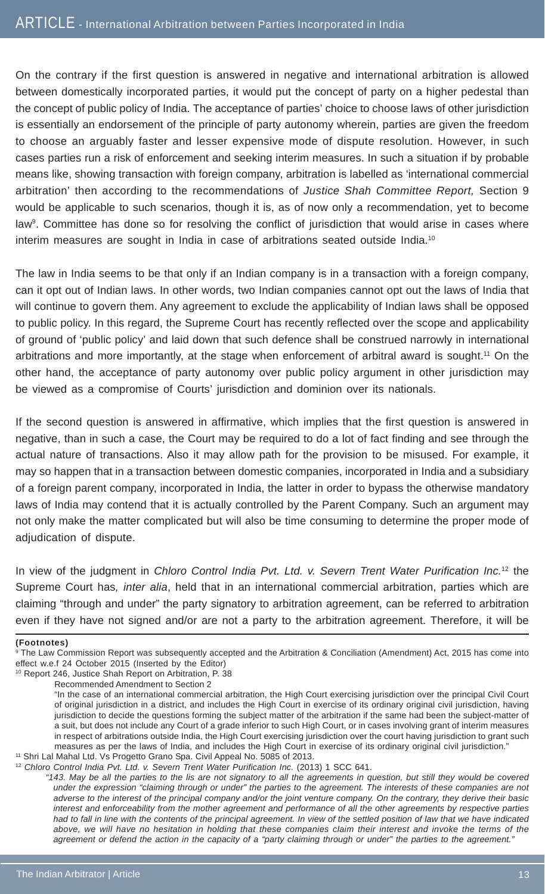On the contrary if the first question is answered in negative and international arbitration is allowed between domestically incorporated parties, it would put the concept of party on a higher pedestal than the concept of public policy of India. The acceptance of parties' choice to choose laws of other jurisdiction is essentially an endorsement of the principle of party autonomy wherein, parties are given the freedom to choose an arguably faster and lesser expensive mode of dispute resolution. However, in such cases parties run a risk of enforcement and seeking interim measures. In such a situation if by probable means like, showing transaction with foreign company, arbitration is labelled as 'international commercial arbitration' then according to the recommendations of *Justice Shah Committee Report,* Section 9 would be applicable to such scenarios, though it is, as of now only a recommendation, yet to become law[9]. Committee has done so for resolving the conflict of jurisdiction that would arise in cases where interim measures are sought in India in case of arbitrations seated outside India.[10]

The law in India seems to be that only if an Indian company is in a transaction with a foreign company, can it opt out of Indian laws. In other words, two Indian companies cannot opt out the laws of India that will continue to govern them. Any agreement to exclude the applicability of Indian laws shall be opposed to public policy. In this regard, the Supreme Court has recently reflected over the scope and applicability of ground of 'public policy' and laid down that such defence shall be construed narrowly in international arbitrations and more importantly, at the stage when enforcement of arbitral award is sought.[11] On the other hand, the acceptance of party autonomy over public policy argument in other jurisdiction may be viewed as a compromise of Courts' jurisdiction and dominion over its nationals.

If the second question is answered in affirmative, which implies that the first question is answered in negative, than in such a case, the Court may be required to do a lot of fact finding and see through the actual nature of transactions. Also it may allow path for the provision to be misused. For example, it may so happen that in a transaction between domestic companies, incorporated in India and a subsidiary of a foreign parent company, incorporated in India, the latter in order to bypass the otherwise mandatory laws of India may contend that it is actually controlled by the Parent Company. Such an argument may not only make the matter complicated but will also be time consuming to determine the proper mode of adjudication of dispute.

In view of the judgment in *Chloro Control India Pvt. Ltd. v. Severn Trent Water Purification Inc.*[12] the Supreme Court has*, inter alia*, held that in an international commercial arbitration, parties which are claiming "through and under" the party signatory to arbitration agreement, can be referred to arbitration even if they have not signed and/or are not a party to the arbitration agreement. Therefore, it will be

**(Footnotes)**

[9] The Law Commission Report was subsequently accepted and the Arbitration & Conciliation (Amendment) Act, 2015 has come into effect w.e.f 24 October 2015 (Inserted by the Editor)

[10] Report 246, Justice Shah Report on Arbitration, P. 38

Recommended Amendment to Section 2

"In the case of an international commercial arbitration, the High Court exercising jurisdiction over the principal Civil Court of original jurisdiction in a district, and includes the High Court in exercise of its ordinary original civil jurisdiction, having jurisdiction to decide the questions forming the subject matter of the arbitration if the same had been the subject-matter of a suit, but does not include any Court of a grade inferior to such High Court, or in cases involving grant of interim measures in respect of arbitrations outside India, the High Court exercising jurisdiction over the court having jurisdiction to grant such measures as per the laws of India, and includes the High Court in exercise of its ordinary original civil jurisdiction."

[11] Shri Lal Mahal Ltd. Vs Progetto Grano Spa. Civil Appeal No. 5085 of 2013.

[12] *Chloro Control India Pvt. Ltd. v. Severn Trent Water Purification Inc.* (2013) 1 SCC 641.

*"143. May be all the parties to the lis are not signatory to all the agreements in question, but still they would be covered under the expression "claiming through or under" the parties to the agreement. The interests of these companies are not adverse to the interest of the principal company and/or the joint venture company. On the contrary, they derive their basic interest and enforceability from the mother agreement and performance of all the other agreements by respective parties had to fall in line with the contents of the principal agreement. In view of the settled position of law that we have indicated above, we will have no hesitation in holding that these companies claim their interest and invoke the terms of the agreement or defend the action in the capacity of a "party claiming through or under" the parties to the agreement."*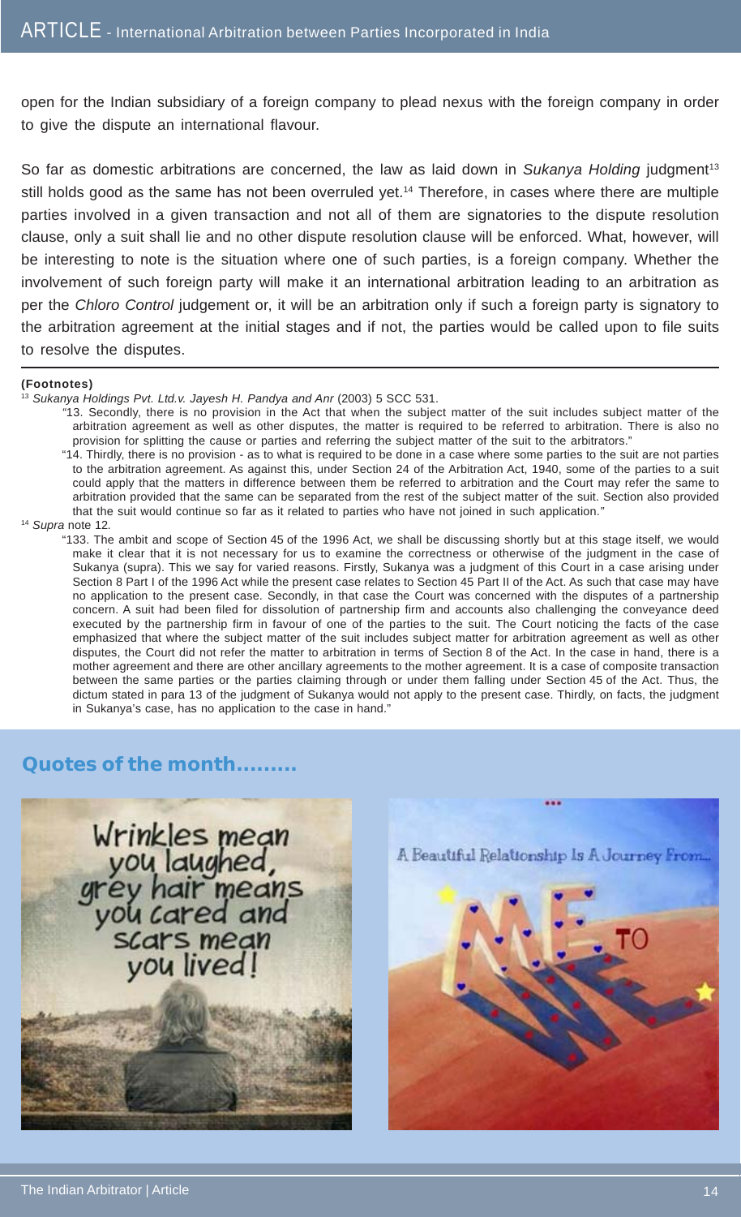open for the Indian subsidiary of a foreign company to plead nexus with the foreign company in order to give the dispute an international flavour.

So far as domestic arbitrations are concerned, the law as laid down in *Sukanya Holding* judgment[13] still holds good as the same has not been overruled yet.[14] Therefore, in cases where there are multiple parties involved in a given transaction and not all of them are signatories to the dispute resolution clause, only a suit shall lie and no other dispute resolution clause will be enforced. What, however, will be interesting to note is the situation where one of such parties, is a foreign company. Whether the involvement of such foreign party will make it an international arbitration leading to an arbitration as per the *Chloro Control* judgement or, it will be an arbitration only if such a foreign party is signatory to the arbitration agreement at the initial stages and if not, the parties would be called upon to file suits to resolve the disputes.

---

**(Footnotes)**

[13] *Sukanya Holdings Pvt. Ltd.v. Jayesh H. Pandya and Anr* (2003) 5 SCC 531.

"13. Secondly, there is no provision in the Act that when the subject matter of the suit includes subject matter of the arbitration agreement as well as other disputes, the matter is required to be referred to arbitration. There is also no provision for splitting the cause or parties and referring the subject matter of the suit to the arbitrators."

"14. Thirdly, there is no provision - as to what is required to be done in a case where some parties to the suit are not parties to the arbitration agreement. As against this, under Section 24 of the Arbitration Act, 1940, some of the parties to a suit could apply that the matters in difference between them be referred to arbitration and the Court may refer the same to arbitration provided that the same can be separated from the rest of the subject matter of the suit. Section also provided that the suit would continue so far as it related to parties who have not joined in such application."

[14] *Supra* note 12.

"133. The ambit and scope of Section 45 of the 1996 Act, we shall be discussing shortly but at this stage itself, we would make it clear that it is not necessary for us to examine the correctness or otherwise of the judgment in the case of Sukanya (supra). This we say for varied reasons. Firstly, Sukanya was a judgment of this Court in a case arising under Section 8 Part I of the 1996 Act while the present case relates to Section 45 Part II of the Act. As such that case may have no application to the present case. Secondly, in that case the Court was concerned with the disputes of a partnership concern. A suit had been filed for dissolution of partnership firm and accounts also challenging the conveyance deed executed by the partnership firm in favour of one of the parties to the suit. The Court noticing the facts of the case emphasized that where the subject matter of the suit includes subject matter for arbitration agreement as well as other disputes, the Court did not refer the matter to arbitration in terms of Section 8 of the Act. In the case in hand, there is a mother agreement and there are other ancillary agreements to the mother agreement. It is a case of composite transaction between the same parties or the parties claiming through or under them falling under Section 45 of the Act. Thus, the dictum stated in para 13 of the judgment of Sukanya would not apply to the present case. Thirdly, on facts, the judgment in Sukanya's case, has no application to the case in hand."

## Quotes of the month.........

Wrinkles mean you laughed, grey hair means you cared and scars mean you lived!

A Beautiful Relationship Is A Journey From... ME TO WE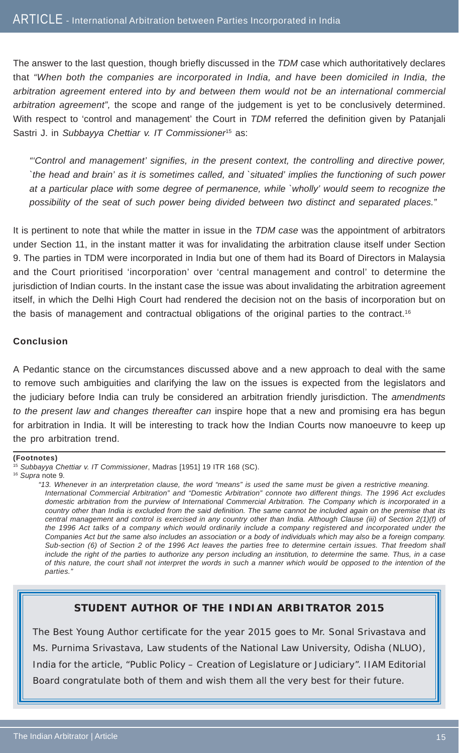The answer to the last question, though briefly discussed in the *TDM* case which authoritatively declares that *"When both the companies are incorporated in India, and have been domiciled in India, the arbitration agreement entered into by and between them would not be an international commercial arbitration agreement",* the scope and range of the judgement is yet to be conclusively determined. With respect to 'control and management' the Court in *TDM* referred the definition given by Patanjali Sastri J. in *Subbayya Chettiar v. IT Commissioner*[15] as:

> *"'Control and management' signifies, in the present context, the controlling and directive power, `the head and brain' as it is sometimes called, and `situated' implies the functioning of such power at a particular place with some degree of permanence, while `wholly' would seem to recognize the possibility of the seat of such power being divided between two distinct and separated places."*

It is pertinent to note that while the matter in issue in the *TDM case* was the appointment of arbitrators under Section 11, in the instant matter it was for invalidating the arbitration clause itself under Section 9. The parties in TDM were incorporated in India but one of them had its Board of Directors in Malaysia and the Court prioritised 'incorporation' over 'central management and control' to determine the jurisdiction of Indian courts. In the instant case the issue was about invalidating the arbitration agreement itself, in which the Delhi High Court had rendered the decision not on the basis of incorporation but on the basis of management and contractual obligations of the original parties to the contract.[16]

### Conclusion

A Pedantic stance on the circumstances discussed above and a new approach to deal with the same to remove such ambiguities and clarifying the law on the issues is expected from the legislators and the judiciary before India can truly be considered an arbitration friendly jurisdiction. The *amendments to the present law and changes thereafter can* inspire hope that a new and promising era has begun for arbitration in India. It will be interesting to track how the Indian Courts now manoeuvre to keep up the pro arbitration trend.

---

**(Footnotes)**

[15] *Subbayya Chettiar v. IT Commissioner*, Madras [1951] 19 ITR 168 (SC).

[16] *Supra* note 9.

*"13. Whenever in an interpretation clause, the word "means" is used the same must be given a restrictive meaning. International Commercial Arbitration" and "Domestic Arbitration" connote two different things. The 1996 Act excludes domestic arbitration from the purview of International Commercial Arbitration. The Company which is incorporated in a country other than India is excluded from the said definition. The same cannot be included again on the premise that its central management and control is exercised in any country other than India. Although Clause (iii) of Section 2(1)(f) of the 1996 Act talks of a company which would ordinarily include a company registered and incorporated under the Companies Act but the same also includes an association or a body of individuals which may also be a foreign company. Sub-section (6) of Section 2 of the 1996 Act leaves the parties free to determine certain issues. That freedom shall include the right of the parties to authorize any person including an institution, to determine the same. Thus, in a case of this nature, the court shall not interpret the words in such a manner which would be opposed to the intention of the parties."*

---

**STUDENT AUTHOR OF THE INDIAN ARBITRATOR 2015**

The Best Young Author certificate for the year 2015 goes to Mr. Sonal Srivastava and Ms. Purnima Srivastava, Law students of the National Law University, Odisha (NLUO), India for the article, "Public Policy – Creation of Legislature or Judiciary". IIAM Editorial Board congratulate both of them and wish them all the very best for their future.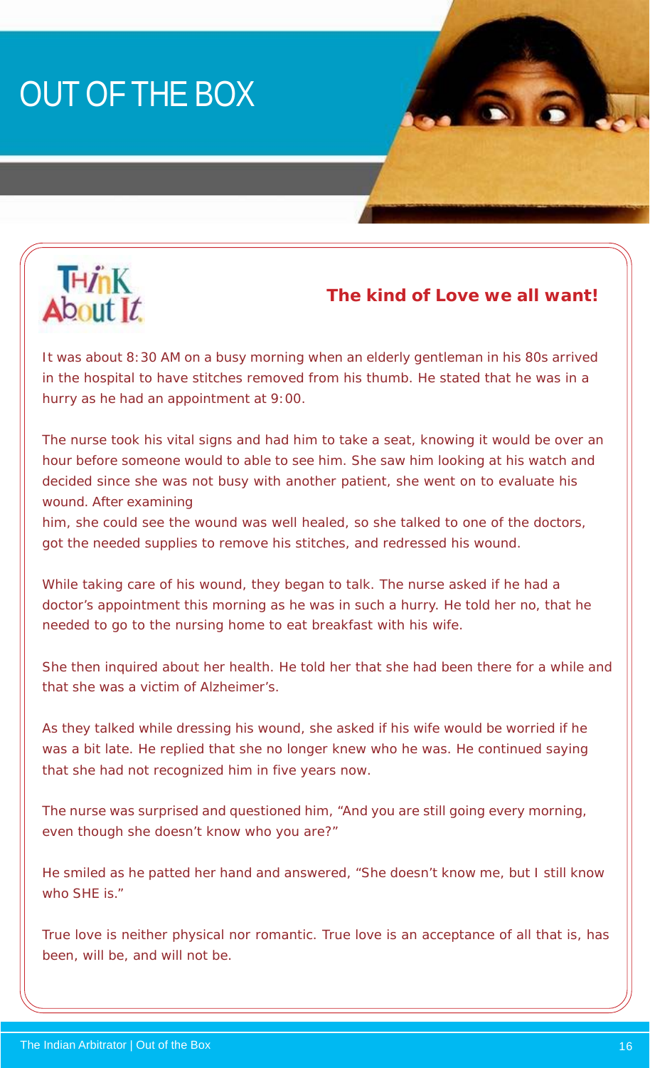# OUT OF THE BOX

Think About It

## The kind of Love we all want!

It was about 8:30 AM on a busy morning when an elderly gentleman in his 80s arrived in the hospital to have stitches removed from his thumb. He stated that he was in a hurry as he had an appointment at 9:00.

The nurse took his vital signs and had him to take a seat, knowing it would be over an hour before someone would to able to see him. She saw him looking at his watch and decided since she was not busy with another patient, she went on to evaluate his wound. After examining him, she could see the wound was well healed, so she talked to one of the doctors, got the needed supplies to remove his stitches, and redressed his wound.

While taking care of his wound, they began to talk. The nurse asked if he had a doctor's appointment this morning as he was in such a hurry. He told her no, that he needed to go to the nursing home to eat breakfast with his wife.

She then inquired about her health. He told her that she had been there for a while and that she was a victim of Alzheimer's.

As they talked while dressing his wound, she asked if his wife would be worried if he was a bit late. He replied that she no longer knew who he was. He continued saying that she had not recognized him in five years now.

The nurse was surprised and questioned him, "And you are still going every morning, even though she doesn't know who you are?"

He smiled as he patted her hand and answered, "She doesn't know me, but I still know who SHE is."

True love is neither physical nor romantic. True love is an acceptance of all that is, has been, will be, and will not be.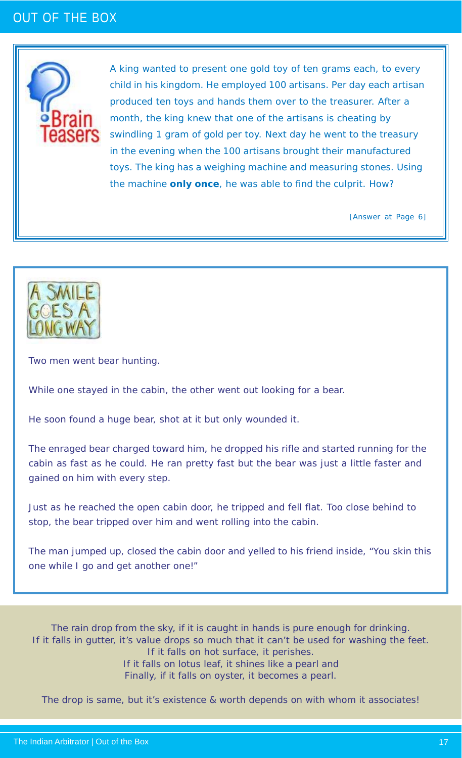# OUT OF THE BOX

## Brain Teasers

A king wanted to present one gold toy of ten grams each, to every child in his kingdom. He employed 100 artisans. Per day each artisan produced ten toys and hands them over to the treasurer. After a month, the king knew that one of the artisans is cheating by swindling 1 gram of gold per toy. Next day he went to the treasury in the evening when the 100 artisans brought their manufactured toys. The king has a weighing machine and measuring stones. Using the machine **only once**, he was able to find the culprit. How?

[Answer at Page 6]

## A Smile Goes A Long Way

Two men went bear hunting.

While one stayed in the cabin, the other went out looking for a bear.

He soon found a huge bear, shot at it but only wounded it.

The enraged bear charged toward him, he dropped his rifle and started running for the cabin as fast as he could. He ran pretty fast but the bear was just a little faster and gained on him with every step.

Just as he reached the open cabin door, he tripped and fell flat. Too close behind to stop, the bear tripped over him and went rolling into the cabin.

The man jumped up, closed the cabin door and yelled to his friend inside, "You skin this one while I go and get another one!"

The rain drop from the sky, if it is caught in hands is pure enough for drinking.
If it falls in gutter, it's value drops so much that it can't be used for washing the feet.
If it falls on hot surface, it perishes.
If it falls on lotus leaf, it shines like a pearl and
Finally, if it falls on oyster, it becomes a pearl.

The drop is same, but it's existence & worth depends on with whom it associates!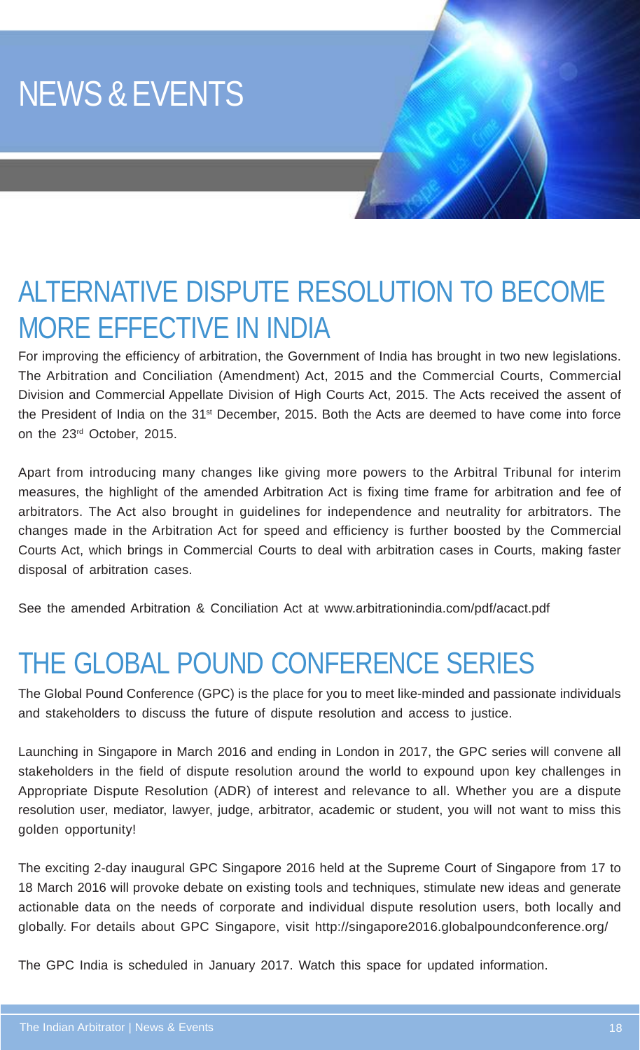# NEWS & EVENTS

## ALTERNATIVE DISPUTE RESOLUTION TO BECOME MORE EFFECTIVE IN INDIA

For improving the efficiency of arbitration, the Government of India has brought in two new legislations. The Arbitration and Conciliation (Amendment) Act, 2015 and the Commercial Courts, Commercial Division and Commercial Appellate Division of High Courts Act, 2015. The Acts received the assent of the President of India on the 31st December, 2015. Both the Acts are deemed to have come into force on the 23rd October, 2015.

Apart from introducing many changes like giving more powers to the Arbitral Tribunal for interim measures, the highlight of the amended Arbitration Act is fixing time frame for arbitration and fee of arbitrators. The Act also brought in guidelines for independence and neutrality for arbitrators. The changes made in the Arbitration Act for speed and efficiency is further boosted by the Commercial Courts Act, which brings in Commercial Courts to deal with arbitration cases in Courts, making faster disposal of arbitration cases.

See the amended Arbitration & Conciliation Act at www.arbitrationindia.com/pdf/acact.pdf

## THE GLOBAL POUND CONFERENCE SERIES

The Global Pound Conference (GPC) is the place for you to meet like-minded and passionate individuals and stakeholders to discuss the future of dispute resolution and access to justice.

Launching in Singapore in March 2016 and ending in London in 2017, the GPC series will convene all stakeholders in the field of dispute resolution around the world to expound upon key challenges in Appropriate Dispute Resolution (ADR) of interest and relevance to all. Whether you are a dispute resolution user, mediator, lawyer, judge, arbitrator, academic or student, you will not want to miss this golden opportunity!

The exciting 2-day inaugural GPC Singapore 2016 held at the Supreme Court of Singapore from 17 to 18 March 2016 will provoke debate on existing tools and techniques, stimulate new ideas and generate actionable data on the needs of corporate and individual dispute resolution users, both locally and globally. For details about GPC Singapore, visit http://singapore2016.globalpoundconference.org/

The GPC India is scheduled in January 2017. Watch this space for updated information.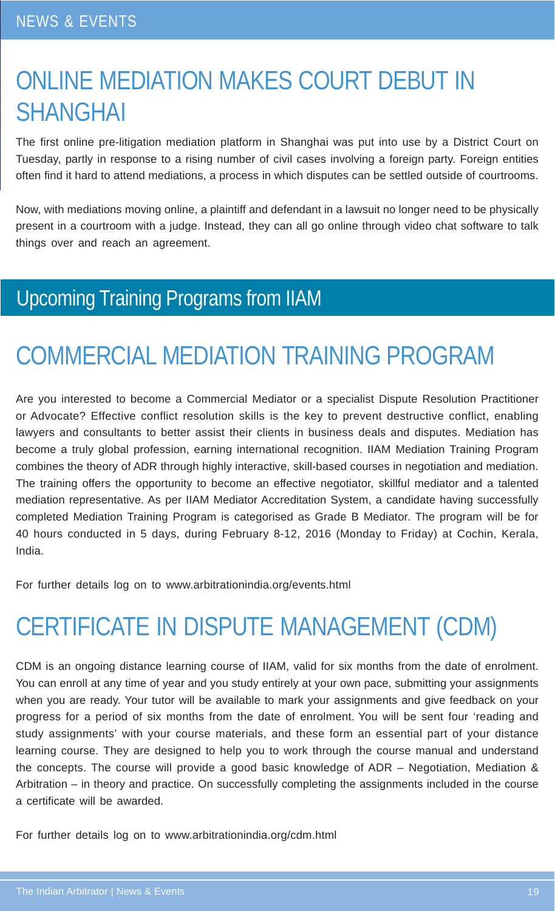# ONLINE MEDIATION MAKES COURT DEBUT IN SHANGHAI

The first online pre-litigation mediation platform in Shanghai was put into use by a District Court on Tuesday, partly in response to a rising number of civil cases involving a foreign party. Foreign entities often find it hard to attend mediations, a process in which disputes can be settled outside of courtrooms.

Now, with mediations moving online, a plaintiff and defendant in a lawsuit no longer need to be physically present in a courtroom with a judge. Instead, they can all go online through video chat software to talk things over and reach an agreement.

## Upcoming Training Programs from IIAM

# COMMERCIAL MEDIATION TRAINING PROGRAM

Are you interested to become a Commercial Mediator or a specialist Dispute Resolution Practitioner or Advocate? Effective conflict resolution skills is the key to prevent destructive conflict, enabling lawyers and consultants to better assist their clients in business deals and disputes. Mediation has become a truly global profession, earning international recognition. IIAM Mediation Training Program combines the theory of ADR through highly interactive, skill-based courses in negotiation and mediation. The training offers the opportunity to become an effective negotiator, skillful mediator and a talented mediation representative. As per IIAM Mediator Accreditation System, a candidate having successfully completed Mediation Training Program is categorised as Grade B Mediator. The program will be for 40 hours conducted in 5 days, during February 8-12, 2016 (Monday to Friday) at Cochin, Kerala, India.

For further details log on to www.arbitrationindia.org/events.html

# CERTIFICATE IN DISPUTE MANAGEMENT (CDM)

CDM is an ongoing distance learning course of IIAM, valid for six months from the date of enrolment. You can enroll at any time of year and you study entirely at your own pace, submitting your assignments when you are ready. Your tutor will be available to mark your assignments and give feedback on your progress for a period of six months from the date of enrolment. You will be sent four 'reading and study assignments' with your course materials, and these form an essential part of your distance learning course. They are designed to help you to work through the course manual and understand the concepts. The course will provide a good basic knowledge of ADR – Negotiation, Mediation & Arbitration – in theory and practice. On successfully completing the assignments included in the course a certificate will be awarded.

For further details log on to www.arbitrationindia.org/cdm.html